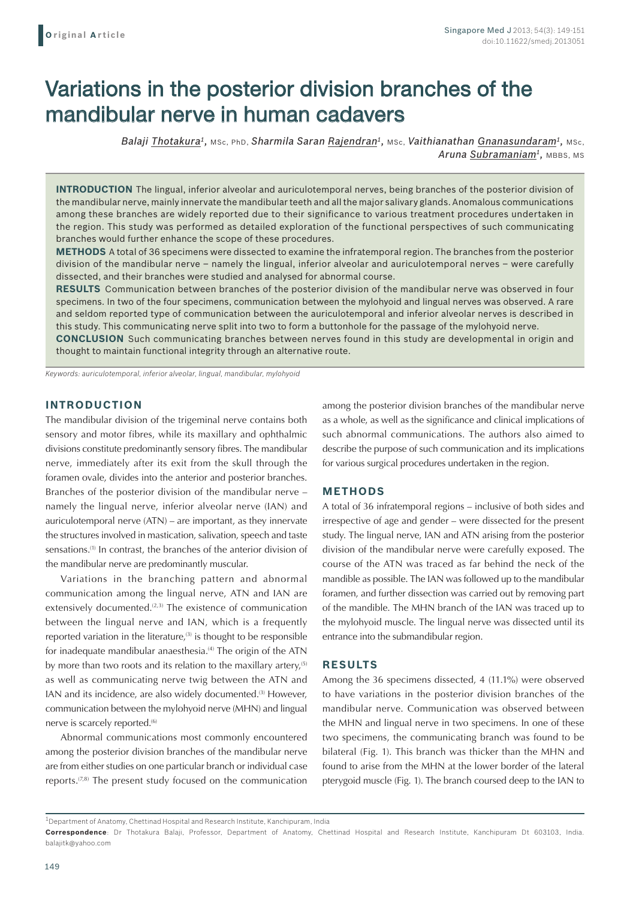Original Article

# Variations in the posterior division branches of the mandibular nerve in human cadavers

*Balaji Thotakura[1], MSc, PhD, Sharmila Saran Rajendran[1], MSc, Vaithianathan Gnanasundaram[1], MSc, Aruna Subramaniam[1], MBBS, MS*

**INTRODUCTION** The lingual, inferior alveolar and auriculotemporal nerves, being branches of the posterior division of the mandibular nerve, mainly innervate the mandibular teeth and all the major salivary glands. Anomalous communications among these branches are widely reported due to their significance to various treatment procedures undertaken in the region. This study was performed as detailed exploration of the functional perspectives of such communicating branches would further enhance the scope of these procedures.

**METHODS** A total of 36 specimens were dissected to examine the infratemporal region. The branches from the posterior division of the mandibular nerve – namely the lingual, inferior alveolar and auriculotemporal nerves – were carefully dissected, and their branches were studied and analysed for abnormal course.

**RESULTS** Communication between branches of the posterior division of the mandibular nerve was observed in four specimens. In two of the four specimens, communication between the mylohyoid and lingual nerves was observed. A rare and seldom reported type of communication between the auriculotemporal and inferior alveolar nerves is described in this study. This communicating nerve split into two to form a buttonhole for the passage of the mylohyoid nerve.

**CONCLUSION** Such communicating branches between nerves found in this study are developmental in origin and thought to maintain functional integrity through an alternative route.

*Keywords: auriculotemporal, inferior alveolar, lingual, mandibular, mylohyoid*

## INTRODUCTION

The mandibular division of the trigeminal nerve contains both sensory and motor fibres, while its maxillary and ophthalmic divisions constitute predominantly sensory fibres. The mandibular nerve, immediately after its exit from the skull through the foramen ovale, divides into the anterior and posterior branches. Branches of the posterior division of the mandibular nerve – namely the lingual nerve, inferior alveolar nerve (IAN) and auriculotemporal nerve (ATN) – are important, as they innervate the structures involved in mastication, salivation, speech and taste sensations.[1] In contrast, the branches of the anterior division of the mandibular nerve are predominantly muscular.

Variations in the branching pattern and abnormal communication among the lingual nerve, ATN and IAN are extensively documented.[2,3] The existence of communication between the lingual nerve and IAN, which is a frequently reported variation in the literature,[3] is thought to be responsible for inadequate mandibular anaesthesia.[4] The origin of the ATN by more than two roots and its relation to the maxillary artery,[5] as well as communicating nerve twig between the ATN and IAN and its incidence, are also widely documented.[3] However, communication between the mylohyoid nerve (MHN) and lingual nerve is scarcely reported.[6]

Abnormal communications most commonly encountered among the posterior division branches of the mandibular nerve are from either studies on one particular branch or individual case reports.[7,8] The present study focused on the communication among the posterior division branches of the mandibular nerve as a whole, as well as the significance and clinical implications of such abnormal communications. The authors also aimed to describe the purpose of such communication and its implications for various surgical procedures undertaken in the region.

## METHODS

A total of 36 infratemporal regions – inclusive of both sides and irrespective of age and gender – were dissected for the present study. The lingual nerve, IAN and ATN arising from the posterior division of the mandibular nerve were carefully exposed. The course of the ATN was traced as far behind the neck of the mandible as possible. The IAN was followed up to the mandibular foramen, and further dissection was carried out by removing part of the mandible. The MHN branch of the IAN was traced up to the mylohyoid muscle. The lingual nerve was dissected until its entrance into the submandibular region.

## RESULTS

Among the 36 specimens dissected, 4 (11.1%) were observed to have variations in the posterior division branches of the mandibular nerve. Communication was observed between the MHN and lingual nerve in two specimens. In one of these two specimens, the communicating branch was found to be bilateral (Fig. 1). This branch was thicker than the MHN and found to arise from the MHN at the lower border of the lateral pterygoid muscle (Fig. 1). The branch coursed deep to the IAN to

[1]Department of Anatomy, Chettinad Hospital and Research Institute, Kanchipuram, India

**Correspondence**: Dr Thotakura Balaji, Professor, Department of Anatomy, Chettinad Hospital and Research Institute, Kanchipuram Dt 603103, India. balajitk@yahoo.com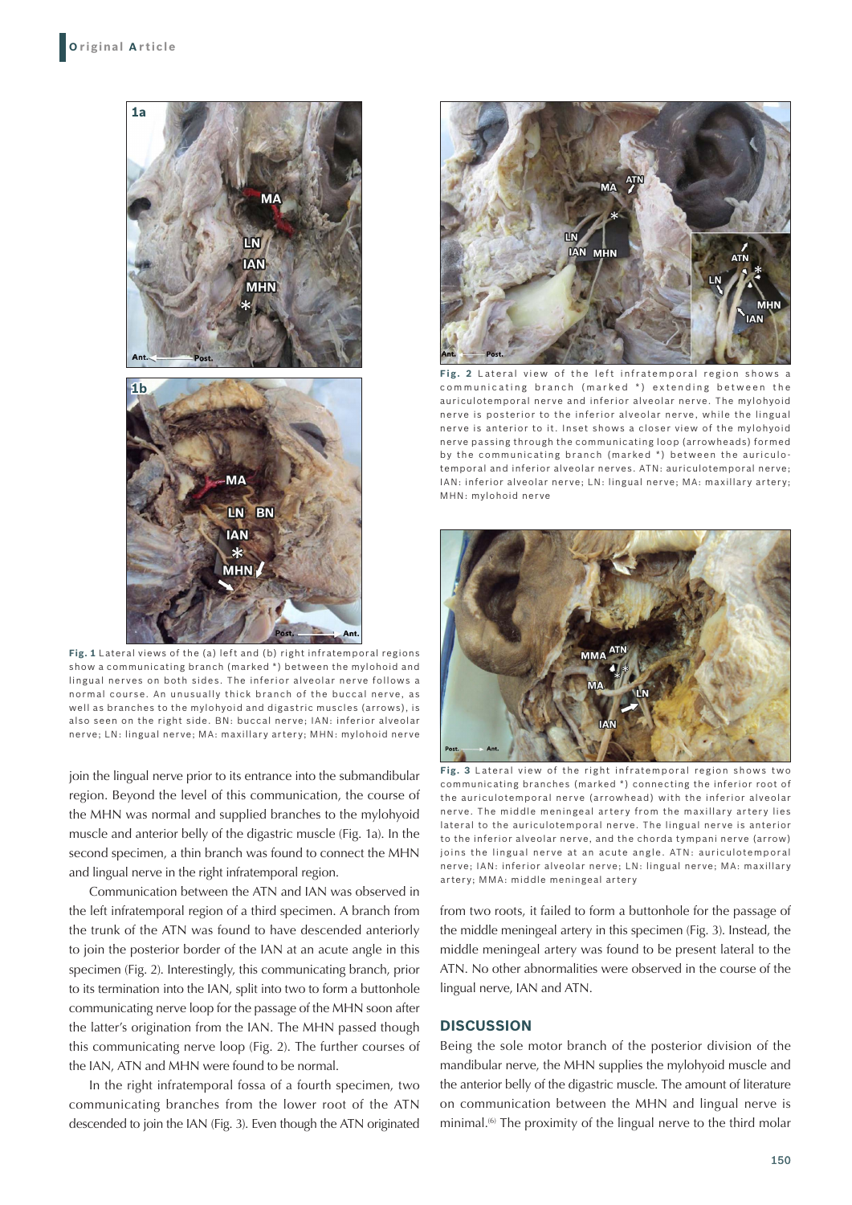**Fig. 1** Lateral views of the (a) left and (b) right infratemporal regions show a communicating branch (marked *) between the mylohoid and lingual nerves on both sides. The inferior alveolar nerve follows a normal course. An unusually thick branch of the buccal nerve, as well as branches to the mylohyoid and digastric muscles (arrows), is also seen on the right side. BN: buccal nerve; IAN: inferior alveolar nerve; LN: lingual nerve; MA: maxillary artery; MHN: mylohoid nerve

join the lingual nerve prior to its entrance into the submandibular region. Beyond the level of this communication, the course of the MHN was normal and supplied branches to the mylohyoid muscle and anterior belly of the digastric muscle (Fig. 1a). In the second specimen, a thin branch was found to connect the MHN and lingual nerve in the right infratemporal region.

Communication between the ATN and IAN was observed in the left infratemporal region of a third specimen. A branch from the trunk of the ATN was found to have descended anteriorly to join the posterior border of the IAN at an acute angle in this specimen (Fig. 2). Interestingly, this communicating branch, prior to its termination into the IAN, split into two to form a buttonhole communicating nerve loop for the passage of the MHN soon after the latter's origination from the IAN. The MHN passed though this communicating nerve loop (Fig. 2). The further courses of the IAN, ATN and MHN were found to be normal.

In the right infratemporal fossa of a fourth specimen, two communicating branches from the lower root of the ATN descended to join the IAN (Fig. 3). Even though the ATN originated from two roots, it failed to form a buttonhole for the passage of the middle meningeal artery in this specimen (Fig. 3). Instead, the middle meningeal artery was found to be present lateral to the ATN. No other abnormalities were observed in the course of the lingual nerve, IAN and ATN.

**Fig. 2** Lateral view of the left infratemporal region shows a communicating branch (marked *) extending between the auriculotemporal nerve and inferior alveolar nerve. The mylohyoid nerve is posterior to the inferior alveolar nerve, while the lingual nerve is anterior to it. Inset shows a closer view of the mylohyoid nerve passing through the communicating loop (arrowheads) formed by the communicating branch (marked *) between the auriculotemporal and inferior alveolar nerves. ATN: auriculotemporal nerve; IAN: inferior alveolar nerve; LN: lingual nerve; MA: maxillary artery; MHN: mylohoid nerve

**Fig. 3** Lateral view of the right infratemporal region shows two communicating branches (marked *) connecting the inferior root of the auriculotemporal nerve (arrowhead) with the inferior alveolar nerve. The middle meningeal artery from the maxillary artery lies lateral to the auriculotemporal nerve. The lingual nerve is anterior to the inferior alveolar nerve, and the chorda tympani nerve (arrow) joins the lingual nerve at an acute angle. ATN: auriculotemporal nerve; IAN: inferior alveolar nerve; LN: lingual nerve; MA: maxillary artery; MMA: middle meningeal artery

## DISCUSSION

Being the sole motor branch of the posterior division of the mandibular nerve, the MHN supplies the mylohyoid muscle and the anterior belly of the digastric muscle. The amount of literature on communication between the MHN and lingual nerve is minimal.[6] The proximity of the lingual nerve to the third molar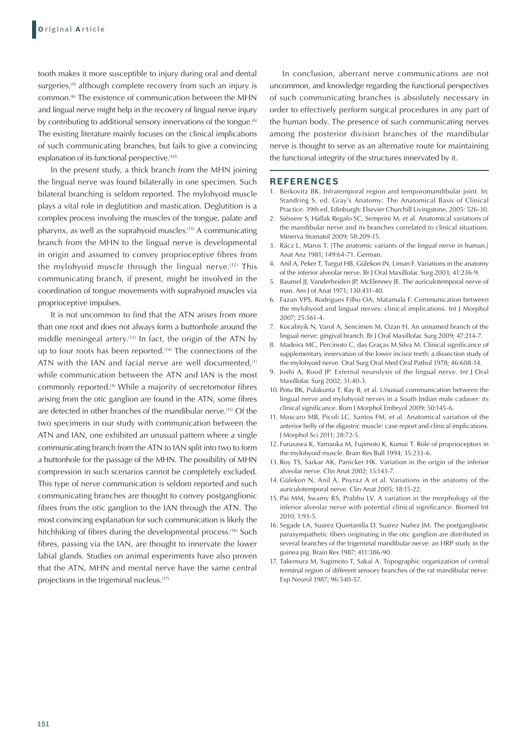tooth makes it more susceptible to injury during oral and dental surgeries,[9] although complete recovery from such an injury is common.[6] The existence of communication between the MHN and lingual nerve might help in the recovery of lingual nerve injury by contributing to additional sensory innervations of the tongue.[6] The existing literature mainly focuses on the clinical implications of such communicating branches, but fails to give a convincing explanation of its functional perspective.[10]

In the present study, a thick branch from the MHN joining the lingual nerve was found bilaterally in one specimen. Such bilateral branching is seldom reported. The mylohyoid muscle plays a vital role in deglutition and mastication. Deglutition is a complex process involving the muscles of the tongue, palate and pharynx, as well as the suprahyoid muscles.[11] A communicating branch from the MHN to the lingual nerve is developmental in origin and assumed to convey proprioceptive fibres from the mylohyoid muscle through the lingual nerve.[12] This communicating branch, if present, might be involved in the coordination of tongue movements with suprahyoid muscles via proprioceptive impulses.

It is not uncommon to find that the ATN arises from more than one root and does not always form a buttonhole around the middle meningeal artery.[13] In fact, the origin of the ATN by up to four roots has been reported.[14] The connections of the ATN with the IAN and facial nerve are well documented,[1] while communication between the ATN and IAN is the most commonly reported.[4] While a majority of secretomotor fibres arising from the otic ganglion are found in the ATN, some fibres are detected in other branches of the mandibular nerve.[15] Of the two specimens in our study with communication between the ATN and IAN, one exhibited an unusual pattern where a single communicating branch from the ATN to IAN split into two to form a buttonhole for the passage of the MHN. The possibility of MHN compression in such scenarios cannot be completely excluded. This type of nerve communication is seldom reported and such communicating branches are thought to convey postganglionic fibres from the otic ganglion to the IAN through the ATN. The most convincing explanation for such communication is likely the hitchhiking of fibres during the developmental process.[16] Such fibres, passing via the IAN, are thought to innervate the lower labial glands. Studies on animal experiments have also proven that the ATN, MHN and mental nerve have the same central projections in the trigeminal nucleus.[17]

In conclusion, aberrant nerve communications are not uncommon, and knowledge regarding the functional perspectives of such communicating branches is absolutely necessary in order to effectively perform surgical procedures in any part of the human body. The presence of such communicating nerves among the posterior division branches of the mandibular nerve is thought to serve as an alternative route for maintaining the functional integrity of the structures innervated by it.

## REFERENCES

1. Berkovitz BK. Infratemporal region and temporomandibular joint. In: Standring S, ed. Gray's Anatomy: The Anatomical Basis of Clinical Practice. 39th ed. Edinburgh: Elsevier Churchill Livingstone, 2005: 526-30.
2. Siéssere S, Hallak Regalo SC, Semprini M, et al. Anatomical variations of the mandibular nerve and its branches correlated to clinical situations. Minerva Stomatol 2009; 58:209-15.
3. Rácz L, Maros T. [The anatomic variants of the lingual nerve in human.] Anat Anz 1981; 149:64-71. German.
4. Anil A, Peker T, Turgut HB, Gülekon IN, Liman F. Variations in the anatomy of the inferior alveolar nerve. Br J Oral Maxillofac Surg 2003; 41:236-9.
5. Baumel JJ, Vanderheiden JP, McElenney JE. The auriculotemporal nerve of man. Am J of Anat 1971; 130:431-40.
6. Fazan VPS, Rodrigues Filho OA, Matamala F. Communication between the mylohyoid and lingual nerves: clinical implications. Int J Morphol 2007; 25:561-4.
7. Kocabiyik N, Varol A, Sencimen M, Ozan H. An unnamed branch of the lingual nerve: gingival branch. Br J Oral Maxillofac Surg 2009; 47:214-7.
8. Madeira MC, Percinoto C, das Graças M Silva M. Clinical significance of supplementary innervation of the lower incisor teeth: a dissection study of the mylohyoid nerve. Oral Surg Oral Med Oral Pathol 1978; 46:608-14.
9. Joshi A, Rood JP. External neurolysis of the lingual nerve. Int J Oral Maxillofac Surg 2002; 31:40-3.
10. Potu BK, Pulakunta T, Ray B, et al. Unusual communication between the lingual nerve and mylohyoid nerves in a South Indian male cadaver: its clinical significance. Rom J Morphol Embryol 2009; 50:145-6.
11. Mascaro MB, Picoli LC, Santos FM, et al. Anatomical variation of the anterior belly of the digastric muscle: case report and clinical implications. J Morphol Sci 2011; 28:72-5.
12. Furusawa K, Yamaoka M, Fujimoto K, Kumai T. Role of proprioceptors in the mylohyoid muscle. Brain Res Bull 1994; 35:233-6.
13. Roy TS, Sarkar AK, Panicker HK. Variation in the origin of the inferior alveolar nerve. Clin Anat 2002; 15:143-7.
14. Gülekon N, Anil A, Poyraz A et al. Variations in the anatomy of the auriculotemporal nerve. Clin Anat 2005; 18:15-22.
15. Pai MM, Swamy RS, Prabhu LV. A variation in the morphology of the inferior alveolar nerve with potential clinical significance. Biomed Int 2010; 1:93-5.
16. Segade LA, Suarez Quintanilla D, Suarez Nuñez JM. The postganglionic parasympathetic fibers originating in the otic ganglion are distributed in several branches of the trigeminal mandibular nerve: an HRP study in the guinea pig. Brain Res 1987; 411:386-90.
17. Takemura M, Sugimoto T, Sakai A. Topographic organization of central terminal region of different sensory branches of the rat mandibular nerve. Exp Neurol 1987; 96:540-57.